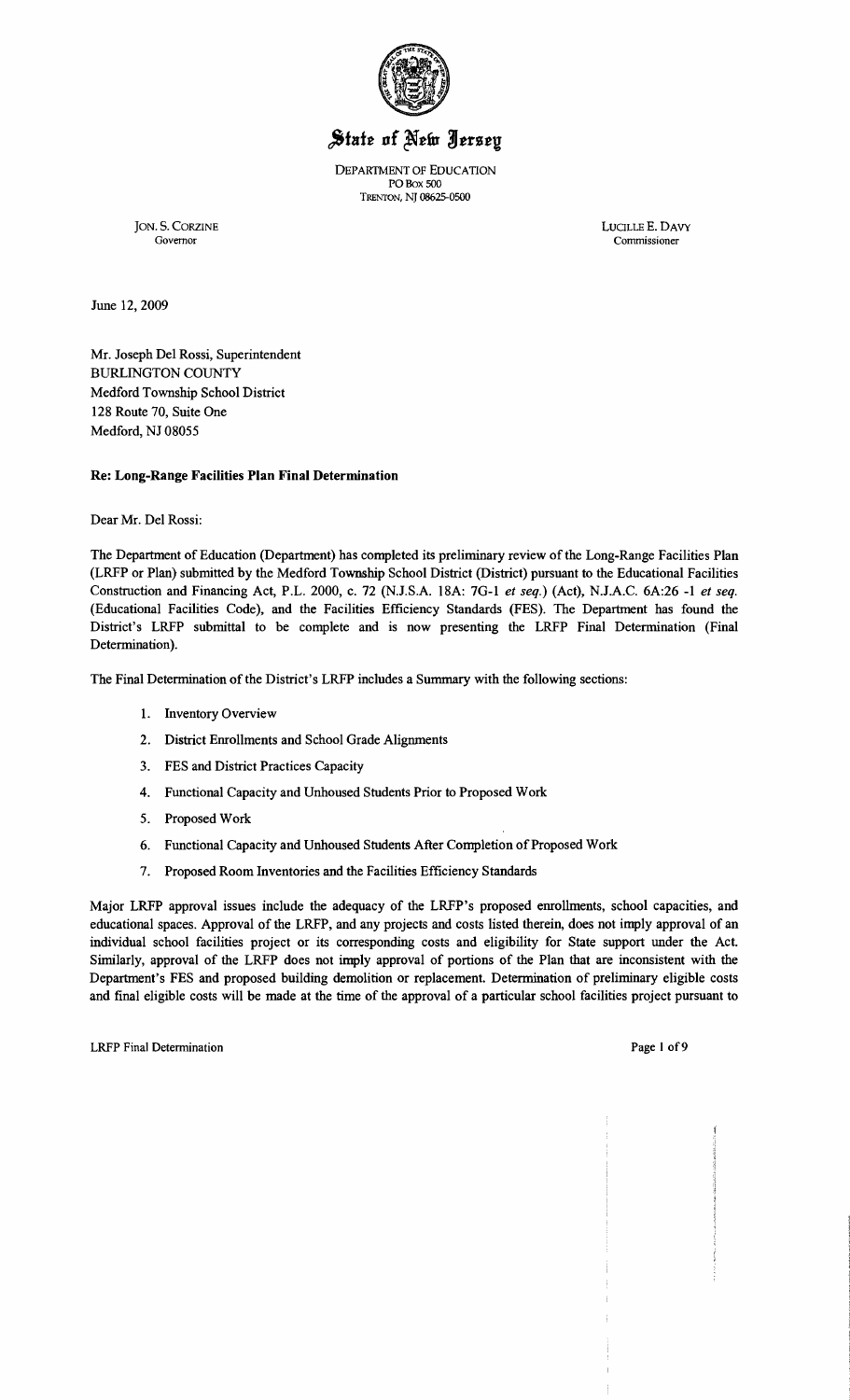# State of New Jersey

DEPARTMENT OF EDUCATION
PO Box 500
TRENTON, NJ 08625-0500

JON. S. CORZINE
Governor

LUCILLE E. DAVY
Commissioner

June 12, 2009

Mr. Joseph Del Rossi, Superintendent
BURLINGTON COUNTY
Medford Township School District
128 Route 70, Suite One
Medford, NJ 08055

**Re: Long-Range Facilities Plan Final Determination**

Dear Mr. Del Rossi:

The Department of Education (Department) has completed its preliminary review of the Long-Range Facilities Plan (LRFP or Plan) submitted by the Medford Township School District (District) pursuant to the Educational Facilities Construction and Financing Act, P.L. 2000, c. 72 (N.J.S.A. 18A: 7G-1 *et seq.*) (Act), N.J.A.C. 6A:26 -1 *et seq.* (Educational Facilities Code), and the Facilities Efficiency Standards (FES). The Department has found the District's LRFP submittal to be complete and is now presenting the LRFP Final Determination (Final Determination).

The Final Determination of the District's LRFP includes a Summary with the following sections:

1. Inventory Overview
2. District Enrollments and School Grade Alignments
3. FES and District Practices Capacity
4. Functional Capacity and Unhoused Students Prior to Proposed Work
5. Proposed Work
6. Functional Capacity and Unhoused Students After Completion of Proposed Work
7. Proposed Room Inventories and the Facilities Efficiency Standards

Major LRFP approval issues include the adequacy of the LRFP's proposed enrollments, school capacities, and educational spaces. Approval of the LRFP, and any projects and costs listed therein, does not imply approval of an individual school facilities project or its corresponding costs and eligibility for State support under the Act. Similarly, approval of the LRFP does not imply approval of portions of the Plan that are inconsistent with the Department's FES and proposed building demolition or replacement. Determination of preliminary eligible costs and final eligible costs will be made at the time of the approval of a particular school facilities project pursuant to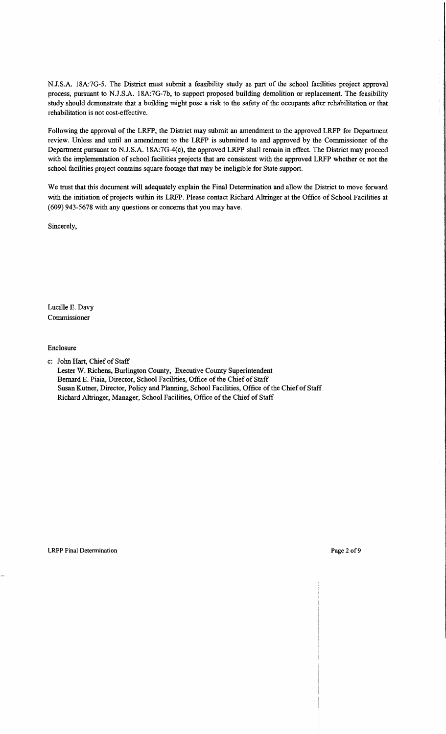N.J.S.A. 18A:7G-5. The District must submit a feasibility study as part of the school facilities project approval process, pursuant to N.J.S.A. 18A:7G-7b, to support proposed building demolition or replacement. The feasibility study should demonstrate that a building might pose a risk to the safety of the occupants after rehabilitation or that rehabilitation is not cost-effective.

Following the approval of the LRFP, the District may submit an amendment to the approved LRFP for Department review. Unless and until an amendment to the LRFP is submitted to and approved by the Commissioner of the Department pursuant to N.J.S.A. 18A:7G-4(c), the approved LRFP shall remain in effect. The District may proceed with the implementation of school facilities projects that are consistent with the approved LRFP whether or not the school facilities project contains square footage that may be ineligible for State support.

We trust that this document will adequately explain the Final Determination and allow the District to move forward with the initiation of projects within its LRFP. Please contact Richard Altringer at the Office of School Facilities at (609) 943-5678 with any questions or concerns that you may have.

Sincerely,

Lucille E. Davy
Commissioner

Enclosure

c: John Hart, Chief of Staff
Lester W. Richens, Burlington County, Executive County Superintendent
Bernard E. Piaia, Director, School Facilities, Office of the Chief of Staff
Susan Kutner, Director, Policy and Planning, School Facilities, Office of the Chief of Staff
Richard Altringer, Manager, School Facilities, Office of the Chief of Staff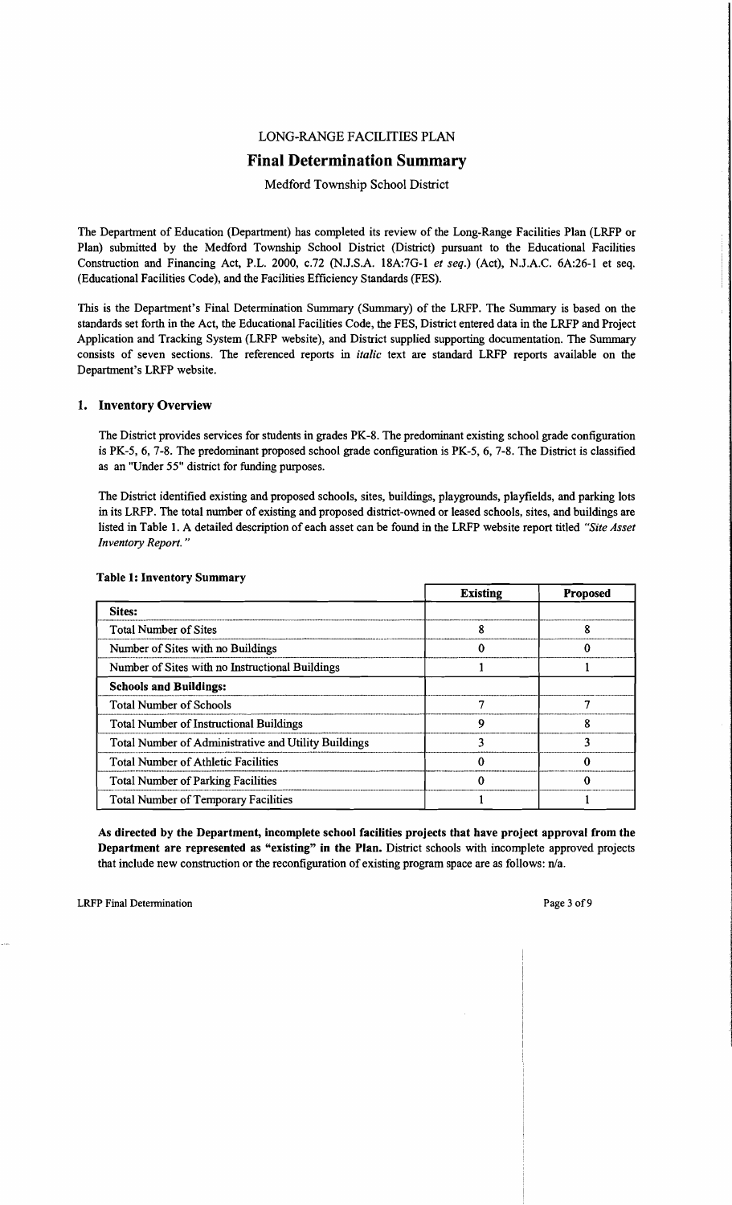LONG-RANGE FACILITIES PLAN

# Final Determination Summary

Medford Township School District

The Department of Education (Department) has completed its review of the Long-Range Facilities Plan (LRFP or Plan) submitted by the Medford Township School District (District) pursuant to the Educational Facilities Construction and Financing Act, P.L. 2000, c.72 (N.J.S.A. 18A:7G-1 *et seq.*) (Act), N.J.A.C. 6A:26-1 et seq. (Educational Facilities Code), and the Facilities Efficiency Standards (FES).

This is the Department's Final Determination Summary (Summary) of the LRFP. The Summary is based on the standards set forth in the Act, the Educational Facilities Code, the FES, District entered data in the LRFP and Project Application and Tracking System (LRFP website), and District supplied supporting documentation. The Summary consists of seven sections. The referenced reports in *italic* text are standard LRFP reports available on the Department's LRFP website.

## 1. Inventory Overview

The District provides services for students in grades PK-8. The predominant existing school grade configuration is PK-5, 6, 7-8. The predominant proposed school grade configuration is PK-5, 6, 7-8. The District is classified as an "Under 55" district for funding purposes.

The District identified existing and proposed schools, sites, buildings, playgrounds, playfields, and parking lots in its LRFP. The total number of existing and proposed district-owned or leased schools, sites, and buildings are listed in Table 1. A detailed description of each asset can be found in the LRFP website report titled *"Site Asset Inventory Report."*

**Table 1: Inventory Summary**

| | Existing | Proposed |
|---|---|---|
| **Sites:** | | |
| Total Number of Sites | 8 | 8 |
| Number of Sites with no Buildings | 0 | 0 |
| Number of Sites with no Instructional Buildings | 1 | 1 |
| **Schools and Buildings:** | | |
| Total Number of Schools | 7 | 7 |
| Total Number of Instructional Buildings | 9 | 8 |
| Total Number of Administrative and Utility Buildings | 3 | 3 |
| Total Number of Athletic Facilities | 0 | 0 |
| Total Number of Parking Facilities | 0 | 0 |
| Total Number of Temporary Facilities | 1 | 1 |

**As directed by the Department, incomplete school facilities projects that have project approval from the Department are represented as "existing" in the Plan.** District schools with incomplete approved projects that include new construction or the reconfiguration of existing program space are as follows: n/a.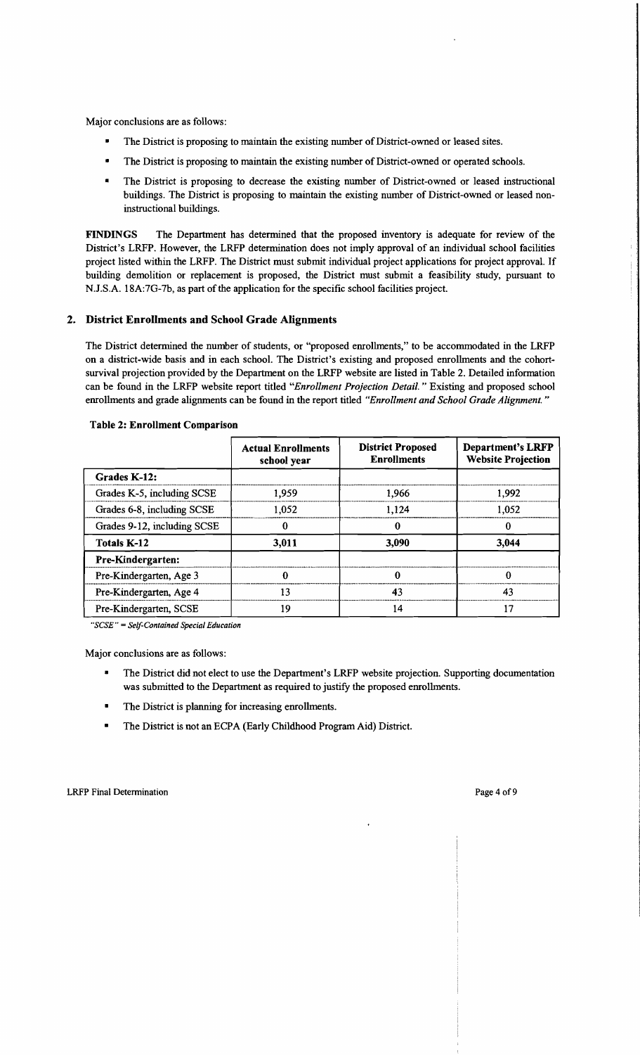Major conclusions are as follows:

- The District is proposing to maintain the existing number of District-owned or leased sites.
- The District is proposing to maintain the existing number of District-owned or operated schools.
- The District is proposing to decrease the existing number of District-owned or leased instructional buildings. The District is proposing to maintain the existing number of District-owned or leased non-instructional buildings.

**FINDINGS** The Department has determined that the proposed inventory is adequate for review of the District's LRFP. However, the LRFP determination does not imply approval of an individual school facilities project listed within the LRFP. The District must submit individual project applications for project approval. If building demolition or replacement is proposed, the District must submit a feasibility study, pursuant to N.J.S.A. 18A:7G-7b, as part of the application for the specific school facilities project.

## 2. District Enrollments and School Grade Alignments

The District determined the number of students, or "proposed enrollments," to be accommodated in the LRFP on a district-wide basis and in each school. The District's existing and proposed enrollments and the cohort-survival projection provided by the Department on the LRFP website are listed in Table 2. Detailed information can be found in the LRFP website report titled *"Enrollment Projection Detail."* Existing and proposed school enrollments and grade alignments can be found in the report titled *"Enrollment and School Grade Alignment."*

**Table 2: Enrollment Comparison**

| | Actual Enrollments school year | District Proposed Enrollments | Department's LRFP Website Projection |
|---|---|---|---|
| **Grades K-12:** | | | |
| Grades K-5, including SCSE | 1,959 | 1,966 | 1,992 |
| Grades 6-8, including SCSE | 1,052 | 1,124 | 1,052 |
| Grades 9-12, including SCSE | 0 | 0 | 0 |
| **Totals K-12** | **3,011** | **3,090** | **3,044** |
| **Pre-Kindergarten:** | | | |
| Pre-Kindergarten, Age 3 | 0 | 0 | 0 |
| Pre-Kindergarten, Age 4 | 13 | 43 | 43 |
| Pre-Kindergarten, SCSE | 19 | 14 | 17 |

*"SCSE" = Self-Contained Special Education*

Major conclusions are as follows:

- The District did not elect to use the Department's LRFP website projection. Supporting documentation was submitted to the Department as required to justify the proposed enrollments.
- The District is planning for increasing enrollments.
- The District is not an ECPA (Early Childhood Program Aid) District.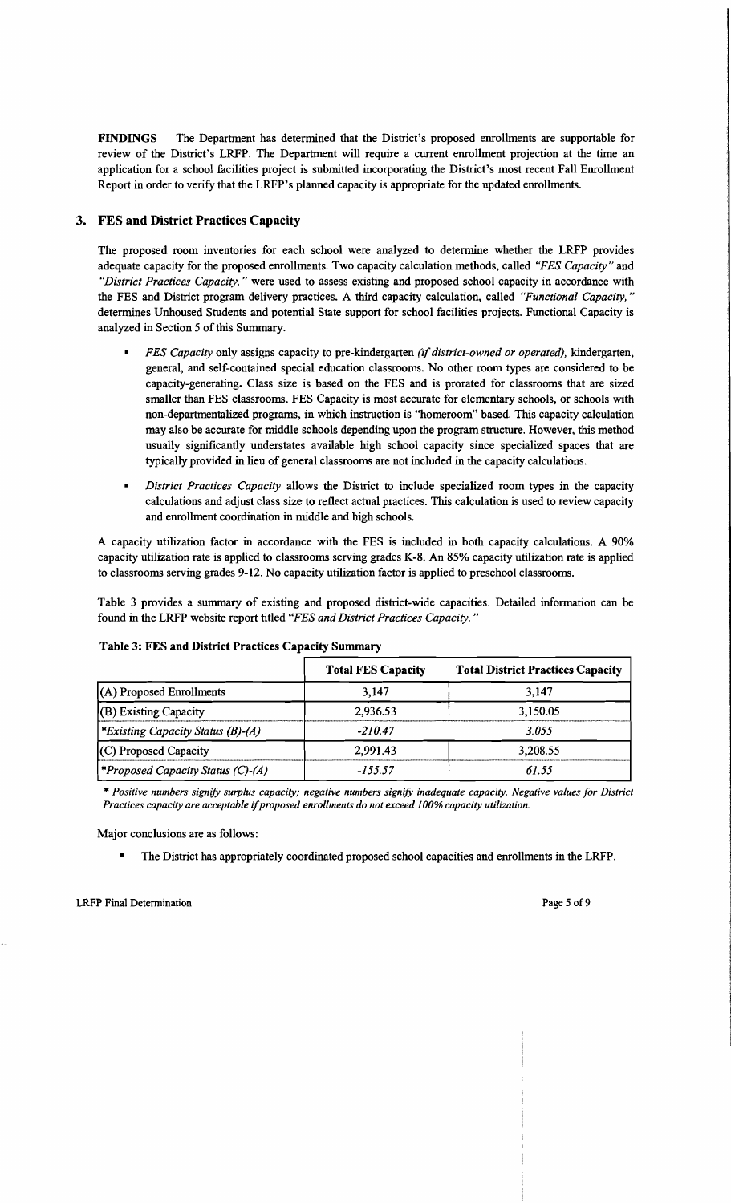**FINDINGS** The Department has determined that the District's proposed enrollments are supportable for review of the District's LRFP. The Department will require a current enrollment projection at the time an application for a school facilities project is submitted incorporating the District's most recent Fall Enrollment Report in order to verify that the LRFP's planned capacity is appropriate for the updated enrollments.

## 3. FES and District Practices Capacity

The proposed room inventories for each school were analyzed to determine whether the LRFP provides adequate capacity for the proposed enrollments. Two capacity calculation methods, called *"FES Capacity"* and *"District Practices Capacity,"* were used to assess existing and proposed school capacity in accordance with the FES and District program delivery practices. A third capacity calculation, called *"Functional Capacity,"* determines Unhoused Students and potential State support for school facilities projects. Functional Capacity is analyzed in Section 5 of this Summary.

- *FES Capacity* only assigns capacity to pre-kindergarten *(if district-owned or operated)*, kindergarten, general, and self-contained special education classrooms. No other room types are considered to be capacity-generating. Class size is based on the FES and is prorated for classrooms that are sized smaller than FES classrooms. FES Capacity is most accurate for elementary schools, or schools with non-departmentalized programs, in which instruction is "homeroom" based. This capacity calculation may also be accurate for middle schools depending upon the program structure. However, this method usually significantly understates available high school capacity since specialized spaces that are typically provided in lieu of general classrooms are not included in the capacity calculations.
- *District Practices Capacity* allows the District to include specialized room types in the capacity calculations and adjust class size to reflect actual practices. This calculation is used to review capacity and enrollment coordination in middle and high schools.

A capacity utilization factor in accordance with the FES is included in both capacity calculations. A 90% capacity utilization rate is applied to classrooms serving grades K-8. An 85% capacity utilization rate is applied to classrooms serving grades 9-12. No capacity utilization factor is applied to preschool classrooms.

Table 3 provides a summary of existing and proposed district-wide capacities. Detailed information can be found in the LRFP website report titled *"FES and District Practices Capacity."*

**Table 3: FES and District Practices Capacity Summary**

| | Total FES Capacity | Total District Practices Capacity |
|---|---|---|
| (A) Proposed Enrollments | 3,147 | 3,147 |
| (B) Existing Capacity | 2,936.53 | 3,150.05 |
| **Existing Capacity Status (B)-(A)* | *-210.47* | *3.055* |
| (C) Proposed Capacity | 2,991.43 | 3,208.55 |
| **Proposed Capacity Status (C)-(A)* | *-155.57* | *61.55* |

*\* Positive numbers signify surplus capacity; negative numbers signify inadequate capacity. Negative values for District Practices capacity are acceptable if proposed enrollments do not exceed 100% capacity utilization.*

Major conclusions are as follows:

- The District has appropriately coordinated proposed school capacities and enrollments in the LRFP.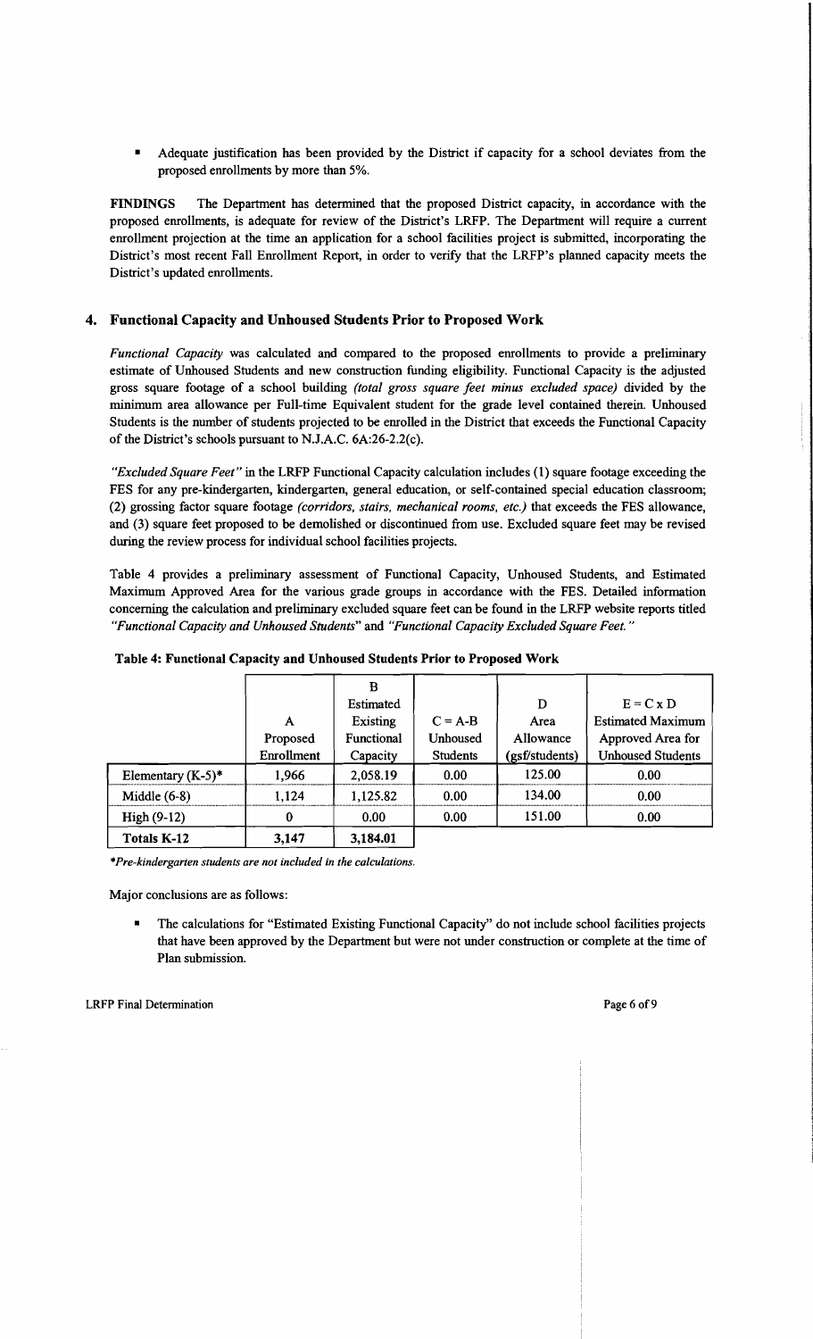- Adequate justification has been provided by the District if capacity for a school deviates from the proposed enrollments by more than 5%.

**FINDINGS** The Department has determined that the proposed District capacity, in accordance with the proposed enrollments, is adequate for review of the District's LRFP. The Department will require a current enrollment projection at the time an application for a school facilities project is submitted, incorporating the District's most recent Fall Enrollment Report, in order to verify that the LRFP's planned capacity meets the District's updated enrollments.

## 4. Functional Capacity and Unhoused Students Prior to Proposed Work

*Functional Capacity* was calculated and compared to the proposed enrollments to provide a preliminary estimate of Unhoused Students and new construction funding eligibility. Functional Capacity is the adjusted gross square footage of a school building *(total gross square feet minus excluded space)* divided by the minimum area allowance per Full-time Equivalent student for the grade level contained therein. Unhoused Students is the number of students projected to be enrolled in the District that exceeds the Functional Capacity of the District's schools pursuant to N.J.A.C. 6A:26-2.2(c).

*"Excluded Square Feet"* in the LRFP Functional Capacity calculation includes (1) square footage exceeding the FES for any pre-kindergarten, kindergarten, general education, or self-contained special education classroom; (2) grossing factor square footage *(corridors, stairs, mechanical rooms, etc.)* that exceeds the FES allowance, and (3) square feet proposed to be demolished or discontinued from use. Excluded square feet may be revised during the review process for individual school facilities projects.

Table 4 provides a preliminary assessment of Functional Capacity, Unhoused Students, and Estimated Maximum Approved Area for the various grade groups in accordance with the FES. Detailed information concerning the calculation and preliminary excluded square feet can be found in the LRFP website reports titled *"Functional Capacity and Unhoused Students"* and *"Functional Capacity Excluded Square Feet."*

**Table 4: Functional Capacity and Unhoused Students Prior to Proposed Work**

| | A<br>Proposed Enrollment | B<br>Estimated Existing Functional Capacity | C = A-B<br>Unhoused Students | D<br>Area Allowance (gsf/students) | E = C x D<br>Estimated Maximum Approved Area for Unhoused Students |
|---|---|---|---|---|---|
| Elementary (K-5)* | 1,966 | 2,058.19 | 0.00 | 125.00 | 0.00 |
| Middle (6-8) | 1,124 | 1,125.82 | 0.00 | 134.00 | 0.00 |
| High (9-12) | 0 | 0.00 | 0.00 | 151.00 | 0.00 |
| **Totals K-12** | **3,147** | **3,184.01** | | | |

*\*Pre-kindergarten students are not included in the calculations.*

Major conclusions are as follows:

- The calculations for "Estimated Existing Functional Capacity" do not include school facilities projects that have been approved by the Department but were not under construction or complete at the time of Plan submission.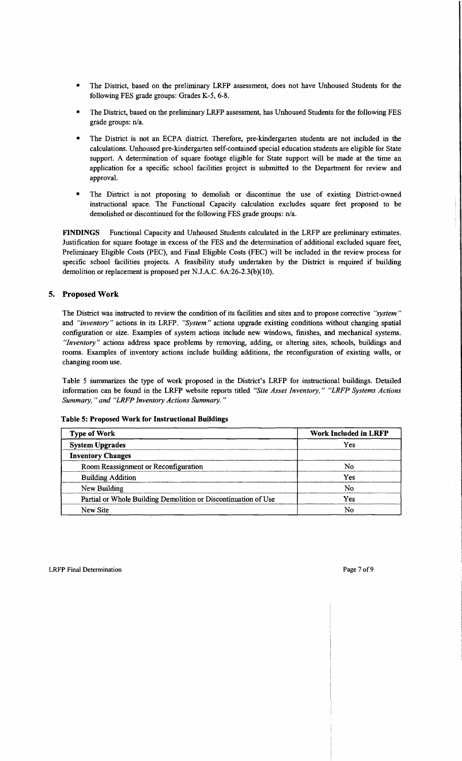- The District, based on the preliminary LRFP assessment, does not have Unhoused Students for the following FES grade groups: Grades K-5, 6-8.
- The District, based on the preliminary LRFP assessment, has Unhoused Students for the following FES grade groups: n/a.
- The District is not an ECPA district. Therefore, pre-kindergarten students are not included in the calculations. Unhoused pre-kindergarten self-contained special education students are eligible for State support. A determination of square footage eligible for State support will be made at the time an application for a specific school facilities project is submitted to the Department for review and approval.
- The District is not proposing to demolish or discontinue the use of existing District-owned instructional space. The Functional Capacity calculation excludes square feet proposed to be demolished or discontinued for the following FES grade groups: n/a.

**FINDINGS** Functional Capacity and Unhoused Students calculated in the LRFP are preliminary estimates. Justification for square footage in excess of the FES and the determination of additional excluded square feet, Preliminary Eligible Costs (PEC), and Final Eligible Costs (FEC) will be included in the review process for specific school facilities projects. A feasibility study undertaken by the District is required if building demolition or replacement is proposed per N.J.A.C. 6A:26-2.3(b)(10).

## 5. Proposed Work

The District was instructed to review the condition of its facilities and sites and to propose corrective *"system"* and *"inventory"* actions in its LRFP. *"System"* actions upgrade existing conditions without changing spatial configuration or size. Examples of system actions include new windows, finishes, and mechanical systems. *"Inventory"* actions address space problems by removing, adding, or altering sites, schools, buildings and rooms. Examples of inventory actions include building additions, the reconfiguration of existing walls, or changing room use.

Table 5 summarizes the type of work proposed in the District's LRFP for instructional buildings. Detailed information can be found in the LRFP website reports titled *"Site Asset Inventory," "LRFP Systems Actions Summary," and "LRFP Inventory Actions Summary."*

**Table 5: Proposed Work for Instructional Buildings**

| Type of Work | Work Included in LRFP |
|---|---|
| **System Upgrades** | Yes |
| **Inventory Changes** | |
| Room Reassignment or Reconfiguration | No |
| Building Addition | Yes |
| New Building | No |
| Partial or Whole Building Demolition or Discontinuation of Use | Yes |
| New Site | No |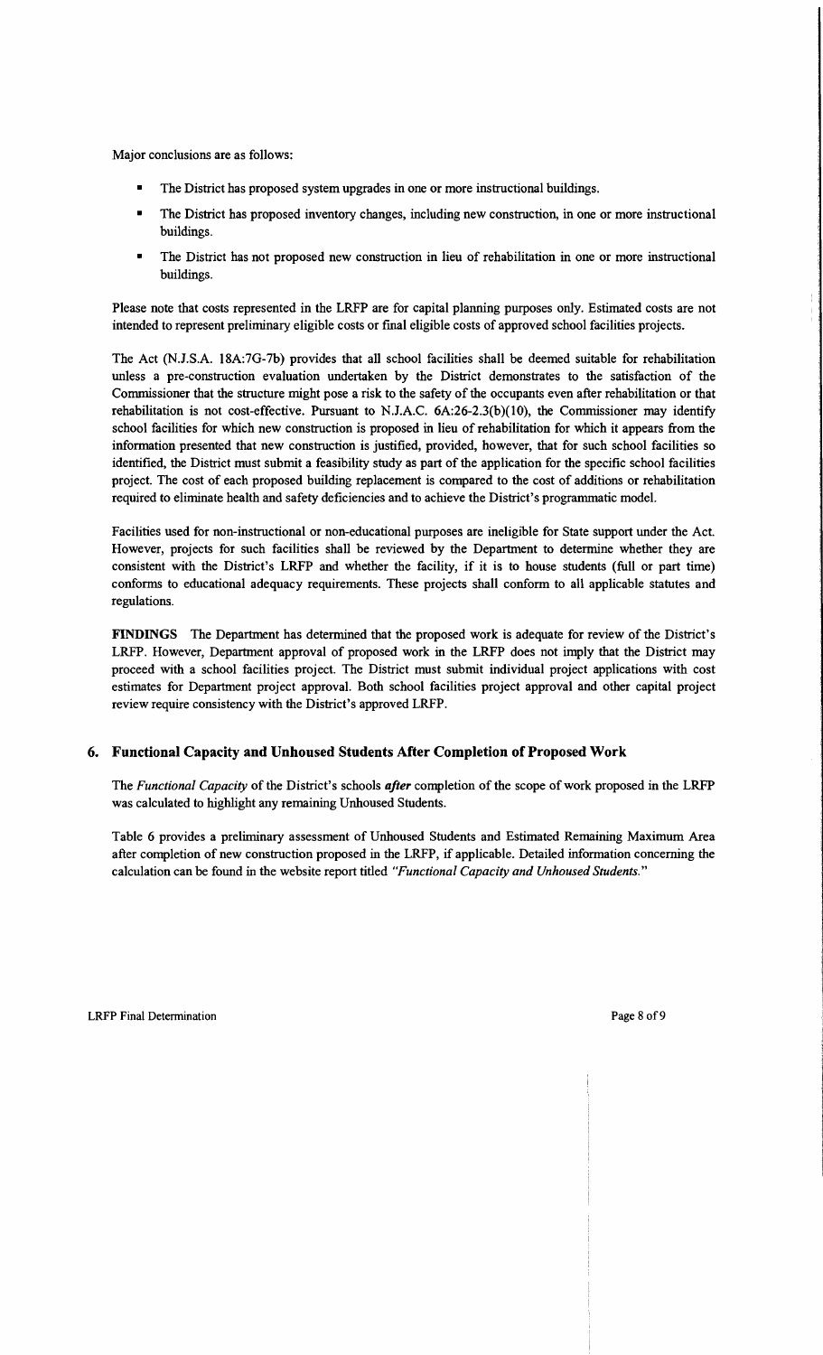Major conclusions are as follows:

- The District has proposed system upgrades in one or more instructional buildings.
- The District has proposed inventory changes, including new construction, in one or more instructional buildings.
- The District has not proposed new construction in lieu of rehabilitation in one or more instructional buildings.

Please note that costs represented in the LRFP are for capital planning purposes only. Estimated costs are not intended to represent preliminary eligible costs or final eligible costs of approved school facilities projects.

The Act (N.J.S.A. 18A:7G-7b) provides that all school facilities shall be deemed suitable for rehabilitation unless a pre-construction evaluation undertaken by the District demonstrates to the satisfaction of the Commissioner that the structure might pose a risk to the safety of the occupants even after rehabilitation or that rehabilitation is not cost-effective. Pursuant to N.J.A.C. 6A:26-2.3(b)(10), the Commissioner may identify school facilities for which new construction is proposed in lieu of rehabilitation for which it appears from the information presented that new construction is justified, provided, however, that for such school facilities so identified, the District must submit a feasibility study as part of the application for the specific school facilities project. The cost of each proposed building replacement is compared to the cost of additions or rehabilitation required to eliminate health and safety deficiencies and to achieve the District's programmatic model.

Facilities used for non-instructional or non-educational purposes are ineligible for State support under the Act. However, projects for such facilities shall be reviewed by the Department to determine whether they are consistent with the District's LRFP and whether the facility, if it is to house students (full or part time) conforms to educational adequacy requirements. These projects shall conform to all applicable statutes and regulations.

**FINDINGS** The Department has determined that the proposed work is adequate for review of the District's LRFP. However, Department approval of proposed work in the LRFP does not imply that the District may proceed with a school facilities project. The District must submit individual project applications with cost estimates for Department project approval. Both school facilities project approval and other capital project review require consistency with the District's approved LRFP.

## 6. Functional Capacity and Unhoused Students After Completion of Proposed Work

The *Functional Capacity* of the District's schools ***after*** completion of the scope of work proposed in the LRFP was calculated to highlight any remaining Unhoused Students.

Table 6 provides a preliminary assessment of Unhoused Students and Estimated Remaining Maximum Area after completion of new construction proposed in the LRFP, if applicable. Detailed information concerning the calculation can be found in the website report titled *"Functional Capacity and Unhoused Students."*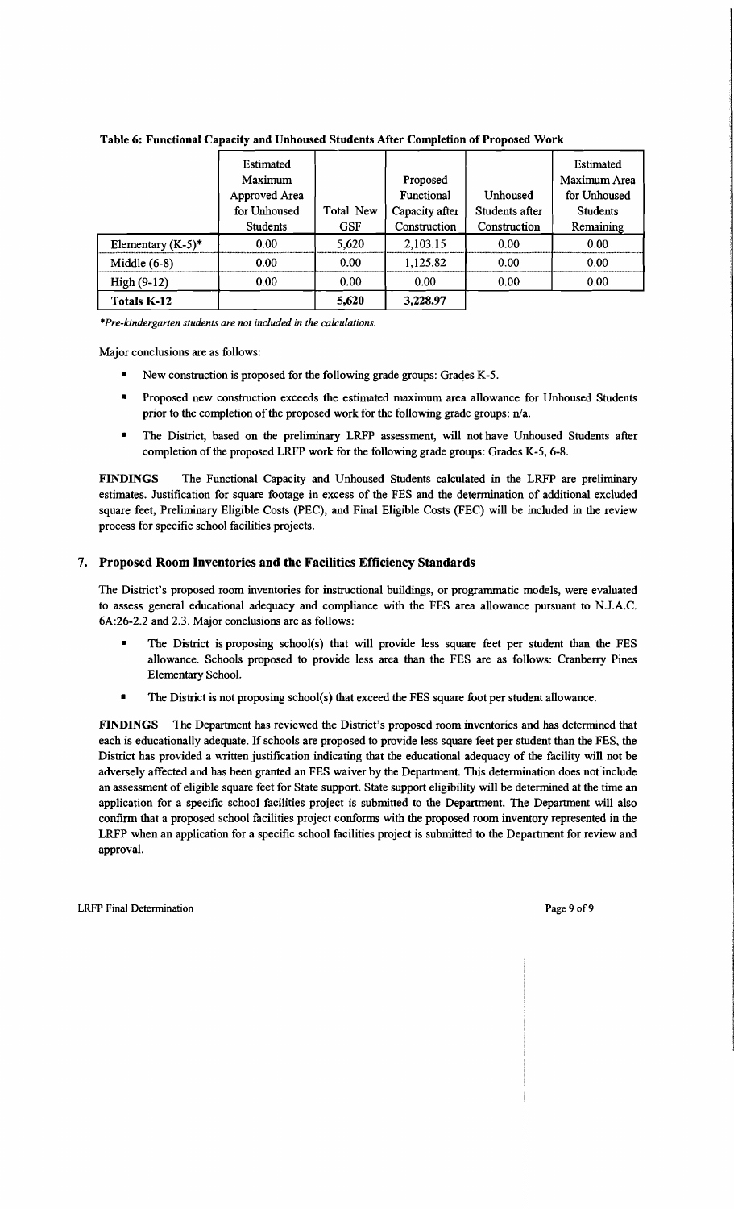**Table 6: Functional Capacity and Unhoused Students After Completion of Proposed Work**

| | Estimated Maximum Approved Area for Unhoused Students | Total New GSF | Proposed Functional Capacity after Construction | Unhoused Students after Construction | Estimated Maximum Area for Unhoused Students Remaining |
|---|---|---|---|---|---|
| Elementary (K-5)* | 0.00 | 5,620 | 2,103.15 | 0.00 | 0.00 |
| Middle (6-8) | 0.00 | 0.00 | 1,125.82 | 0.00 | 0.00 |
| High (9-12) | 0.00 | 0.00 | 0.00 | 0.00 | 0.00 |
| **Totals K-12** | | 5,620 | 3,228.97 | | |

*\*Pre-kindergarten students are not included in the calculations.*

Major conclusions are as follows:

- New construction is proposed for the following grade groups: Grades K-5.
- Proposed new construction exceeds the estimated maximum area allowance for Unhoused Students prior to the completion of the proposed work for the following grade groups: n/a.
- The District, based on the preliminary LRFP assessment, will not have Unhoused Students after completion of the proposed LRFP work for the following grade groups: Grades K-5, 6-8.

**FINDINGS** The Functional Capacity and Unhoused Students calculated in the LRFP are preliminary estimates. Justification for square footage in excess of the FES and the determination of additional excluded square feet, Preliminary Eligible Costs (PEC), and Final Eligible Costs (FEC) will be included in the review process for specific school facilities projects.

## 7. Proposed Room Inventories and the Facilities Efficiency Standards

The District's proposed room inventories for instructional buildings, or programmatic models, were evaluated to assess general educational adequacy and compliance with the FES area allowance pursuant to N.J.A.C. 6A:26-2.2 and 2.3. Major conclusions are as follows:

- The District is proposing school(s) that will provide less square feet per student than the FES allowance. Schools proposed to provide less area than the FES are as follows: Cranberry Pines Elementary School.
- The District is not proposing school(s) that exceed the FES square foot per student allowance.

**FINDINGS** The Department has reviewed the District's proposed room inventories and has determined that each is educationally adequate. If schools are proposed to provide less square feet per student than the FES, the District has provided a written justification indicating that the educational adequacy of the facility will not be adversely affected and has been granted an FES waiver by the Department. This determination does not include an assessment of eligible square feet for State support. State support eligibility will be determined at the time an application for a specific school facilities project is submitted to the Department. The Department will also confirm that a proposed school facilities project conforms with the proposed room inventory represented in the LRFP when an application for a specific school facilities project is submitted to the Department for review and approval.